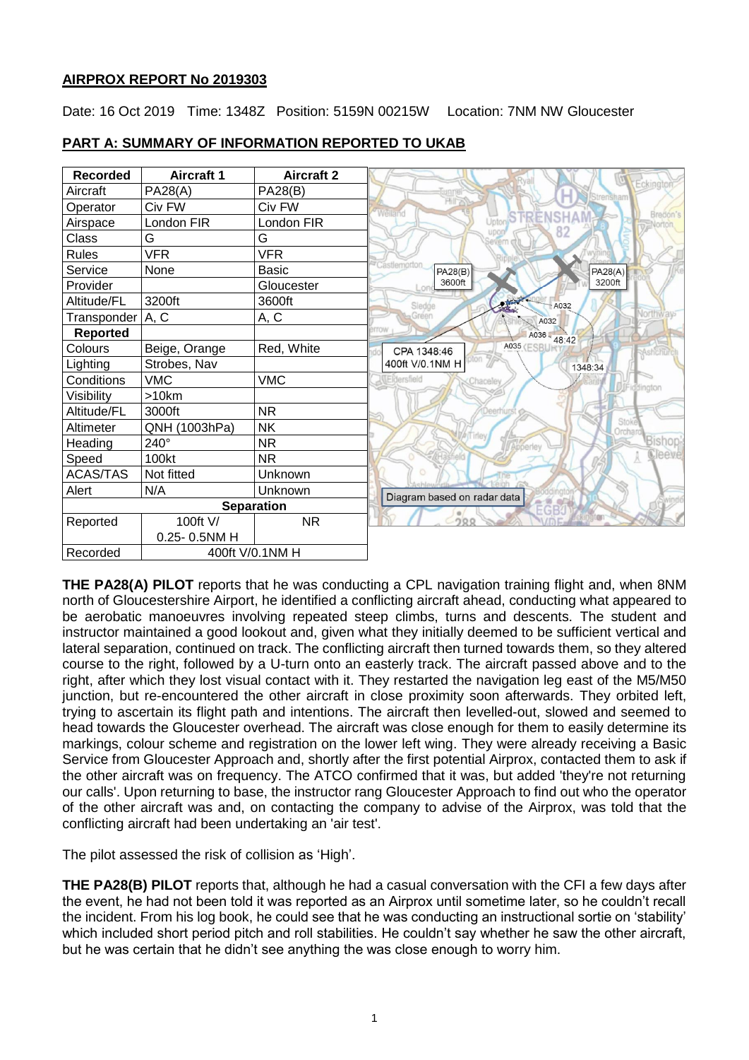## AIRPROX REPORT No 2019303

Date: 16 Oct 2019 Time: 1348Z Position: 5159N 00215W Location: 7NM NW Gloucester

## PART A: SUMMARY OF INFORMATION REPORTED TO UKAB

| Recorded | Aircraft 1 | Aircraft 2 |
|---|---|---|
| Aircraft | PA28(A) | PA28(B) |
| Operator | Civ FW | Civ FW |
| Airspace | London FIR | London FIR |
| Class | G | G |
| Rules | VFR | VFR |
| Service | None | Basic |
| Provider | | Gloucester |
| Altitude/FL | 3200ft | 3600ft |
| Transponder | A, C | A, C |
| **Reported** | | |
| Colours | Beige, Orange | Red, White |
| Lighting | Strobes, Nav | |
| Conditions | VMC | VMC |
| Visibility | >10km | |
| Altitude/FL | 3000ft | NR |
| Altimeter | QNH (1003hPa) | NK |
| Heading | 240° | NR |
| Speed | 100kt | NR |
| ACAS/TAS | Not fitted | Unknown |
| Alert | N/A | Unknown |
| **Separation** | | |
| Reported | 100ft V/ 0.25- 0.5NM H | NR |
| Recorded | 400ft V/0.1NM H | |

Diagram based on radar data

**THE PA28(A) PILOT** reports that he was conducting a CPL navigation training flight and, when 8NM north of Gloucestershire Airport, he identified a conflicting aircraft ahead, conducting what appeared to be aerobatic manoeuvres involving repeated steep climbs, turns and descents. The student and instructor maintained a good lookout and, given what they initially deemed to be sufficient vertical and lateral separation, continued on track. The conflicting aircraft then turned towards them, so they altered course to the right, followed by a U-turn onto an easterly track. The aircraft passed above and to the right, after which they lost visual contact with it. They restarted the navigation leg east of the M5/M50 junction, but re-encountered the other aircraft in close proximity soon afterwards. They orbited left, trying to ascertain its flight path and intentions. The aircraft then levelled-out, slowed and seemed to head towards the Gloucester overhead. The aircraft was close enough for them to easily determine its markings, colour scheme and registration on the lower left wing. They were already receiving a Basic Service from Gloucester Approach and, shortly after the first potential Airprox, contacted them to ask if the other aircraft was on frequency. The ATCO confirmed that it was, but added 'they're not returning our calls'. Upon returning to base, the instructor rang Gloucester Approach to find out who the operator of the other aircraft was and, on contacting the company to advise of the Airprox, was told that the conflicting aircraft had been undertaking an 'air test'.

The pilot assessed the risk of collision as 'High'.

**THE PA28(B) PILOT** reports that, although he had a casual conversation with the CFI a few days after the event, he had not been told it was reported as an Airprox until sometime later, so he couldn't recall the incident. From his log book, he could see that he was conducting an instructional sortie on 'stability' which included short period pitch and roll stabilities. He couldn't say whether he saw the other aircraft, but he was certain that he didn't see anything the was close enough to worry him.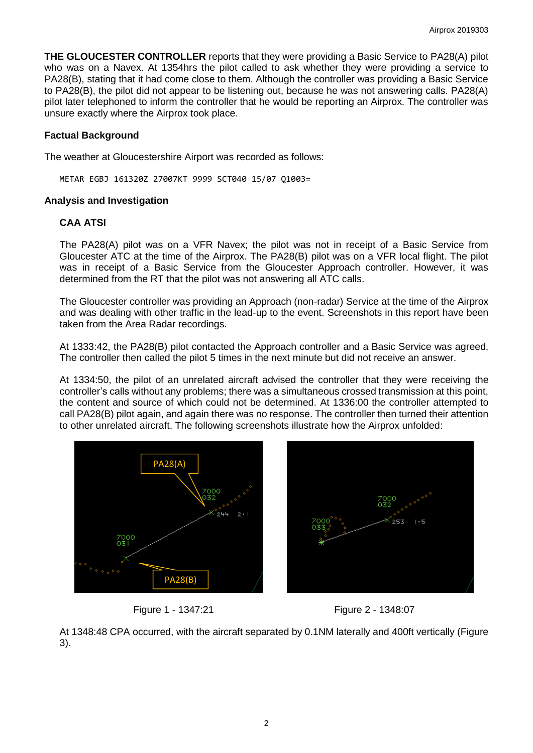**THE GLOUCESTER CONTROLLER** reports that they were providing a Basic Service to PA28(A) pilot who was on a Navex. At 1354hrs the pilot called to ask whether they were providing a service to PA28(B), stating that it had come close to them. Although the controller was providing a Basic Service to PA28(B), the pilot did not appear to be listening out, because he was not answering calls. PA28(A) pilot later telephoned to inform the controller that he would be reporting an Airprox. The controller was unsure exactly where the Airprox took place.

### Factual Background

The weather at Gloucestershire Airport was recorded as follows:

```
METAR EGBJ 161320Z 27007KT 9999 SCT040 15/07 Q1003=
```

### Analysis and Investigation

#### CAA ATSI

The PA28(A) pilot was on a VFR Navex; the pilot was not in receipt of a Basic Service from Gloucester ATC at the time of the Airprox. The PA28(B) pilot was on a VFR local flight. The pilot was in receipt of a Basic Service from the Gloucester Approach controller. However, it was determined from the RT that the pilot was not answering all ATC calls.

The Gloucester controller was providing an Approach (non-radar) Service at the time of the Airprox and was dealing with other traffic in the lead-up to the event. Screenshots in this report have been taken from the Area Radar recordings.

At 1333:42, the PA28(B) pilot contacted the Approach controller and a Basic Service was agreed. The controller then called the pilot 5 times in the next minute but did not receive an answer.

At 1334:50, the pilot of an unrelated aircraft advised the controller that they were receiving the controller's calls without any problems; there was a simultaneous crossed transmission at this point, the content and source of which could not be determined. At 1336:00 the controller attempted to call PA28(B) pilot again, and again there was no response. The controller then turned their attention to other unrelated aircraft. The following screenshots illustrate how the Airprox unfolded:

Figure 1 - 1347:21

Figure 2 - 1348:07

At 1348:48 CPA occurred, with the aircraft separated by 0.1NM laterally and 400ft vertically (Figure 3).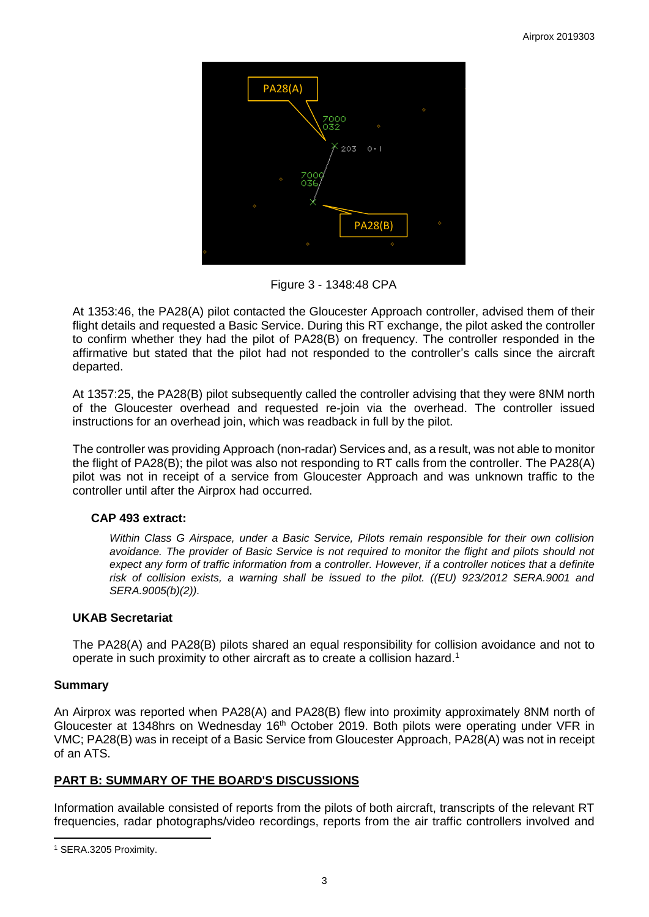Figure 3 - 1348:48 CPA

At 1353:46, the PA28(A) pilot contacted the Gloucester Approach controller, advised them of their flight details and requested a Basic Service. During this RT exchange, the pilot asked the controller to confirm whether they had the pilot of PA28(B) on frequency. The controller responded in the affirmative but stated that the pilot had not responded to the controller's calls since the aircraft departed.

At 1357:25, the PA28(B) pilot subsequently called the controller advising that they were 8NM north of the Gloucester overhead and requested re-join via the overhead. The controller issued instructions for an overhead join, which was readback in full by the pilot.

The controller was providing Approach (non-radar) Services and, as a result, was not able to monitor the flight of PA28(B); the pilot was also not responding to RT calls from the controller. The PA28(A) pilot was not in receipt of a service from Gloucester Approach and was unknown traffic to the controller until after the Airprox had occurred.

### CAP 493 extract:

*Within Class G Airspace, under a Basic Service, Pilots remain responsible for their own collision avoidance. The provider of Basic Service is not required to monitor the flight and pilots should not expect any form of traffic information from a controller. However, if a controller notices that a definite risk of collision exists, a warning shall be issued to the pilot. ((EU) 923/2012 SERA.9001 and SERA.9005(b)(2)).*

### UKAB Secretariat

The PA28(A) and PA28(B) pilots shared an equal responsibility for collision avoidance and not to operate in such proximity to other aircraft as to create a collision hazard.[1]

## Summary

An Airprox was reported when PA28(A) and PA28(B) flew into proximity approximately 8NM north of Gloucester at 1348hrs on Wednesday 16th October 2019. Both pilots were operating under VFR in VMC; PA28(B) was in receipt of a Basic Service from Gloucester Approach, PA28(A) was not in receipt of an ATS.

## PART B: SUMMARY OF THE BOARD'S DISCUSSIONS

Information available consisted of reports from the pilots of both aircraft, transcripts of the relevant RT frequencies, radar photographs/video recordings, reports from the air traffic controllers involved and

[1] SERA.3205 Proximity.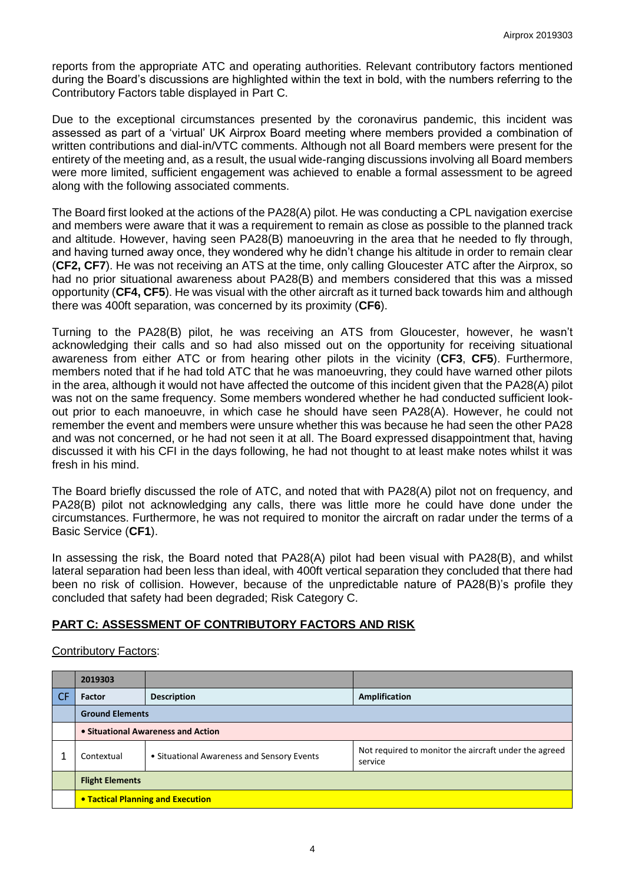reports from the appropriate ATC and operating authorities. Relevant contributory factors mentioned during the Board's discussions are highlighted within the text in bold, with the numbers referring to the Contributory Factors table displayed in Part C.

Due to the exceptional circumstances presented by the coronavirus pandemic, this incident was assessed as part of a 'virtual' UK Airprox Board meeting where members provided a combination of written contributions and dial-in/VTC comments. Although not all Board members were present for the entirety of the meeting and, as a result, the usual wide-ranging discussions involving all Board members were more limited, sufficient engagement was achieved to enable a formal assessment to be agreed along with the following associated comments.

The Board first looked at the actions of the PA28(A) pilot. He was conducting a CPL navigation exercise and members were aware that it was a requirement to remain as close as possible to the planned track and altitude. However, having seen PA28(B) manoeuvring in the area that he needed to fly through, and having turned away once, they wondered why he didn't change his altitude in order to remain clear (**CF2, CF7**). He was not receiving an ATS at the time, only calling Gloucester ATC after the Airprox, so had no prior situational awareness about PA28(B) and members considered that this was a missed opportunity (**CF4, CF5**). He was visual with the other aircraft as it turned back towards him and although there was 400ft separation, was concerned by its proximity (**CF6**).

Turning to the PA28(B) pilot, he was receiving an ATS from Gloucester, however, he wasn't acknowledging their calls and so had also missed out on the opportunity for receiving situational awareness from either ATC or from hearing other pilots in the vicinity (**CF3**, **CF5**). Furthermore, members noted that if he had told ATC that he was manoeuvring, they could have warned other pilots in the area, although it would not have affected the outcome of this incident given that the PA28(A) pilot was not on the same frequency. Some members wondered whether he had conducted sufficient look-out prior to each manoeuvre, in which case he should have seen PA28(A). However, he could not remember the event and members were unsure whether this was because he had seen the other PA28 and was not concerned, or he had not seen it at all. The Board expressed disappointment that, having discussed it with his CFI in the days following, he had not thought to at least make notes whilst it was fresh in his mind.

The Board briefly discussed the role of ATC, and noted that with PA28(A) pilot not on frequency, and PA28(B) pilot not acknowledging any calls, there was little more he could have done under the circumstances. Furthermore, he was not required to monitor the aircraft on radar under the terms of a Basic Service (**CF1**).

In assessing the risk, the Board noted that PA28(A) pilot had been visual with PA28(B), and whilst lateral separation had been less than ideal, with 400ft vertical separation they concluded that there had been no risk of collision. However, because of the unpredictable nature of PA28(B)'s profile they concluded that safety had been degraded; Risk Category C.

## PART C: ASSESSMENT OF CONTRIBUTORY FACTORS AND RISK

Contributory Factors:

| | 2019303 | | |
|---|---|---|---|
| CF | Factor | Description | Amplification |
| | Ground Elements | | |
| | • Situational Awareness and Action | | |
| 1 | Contextual | • Situational Awareness and Sensory Events | Not required to monitor the aircraft under the agreed service |
| | Flight Elements | | |
| | • Tactical Planning and Execution | | |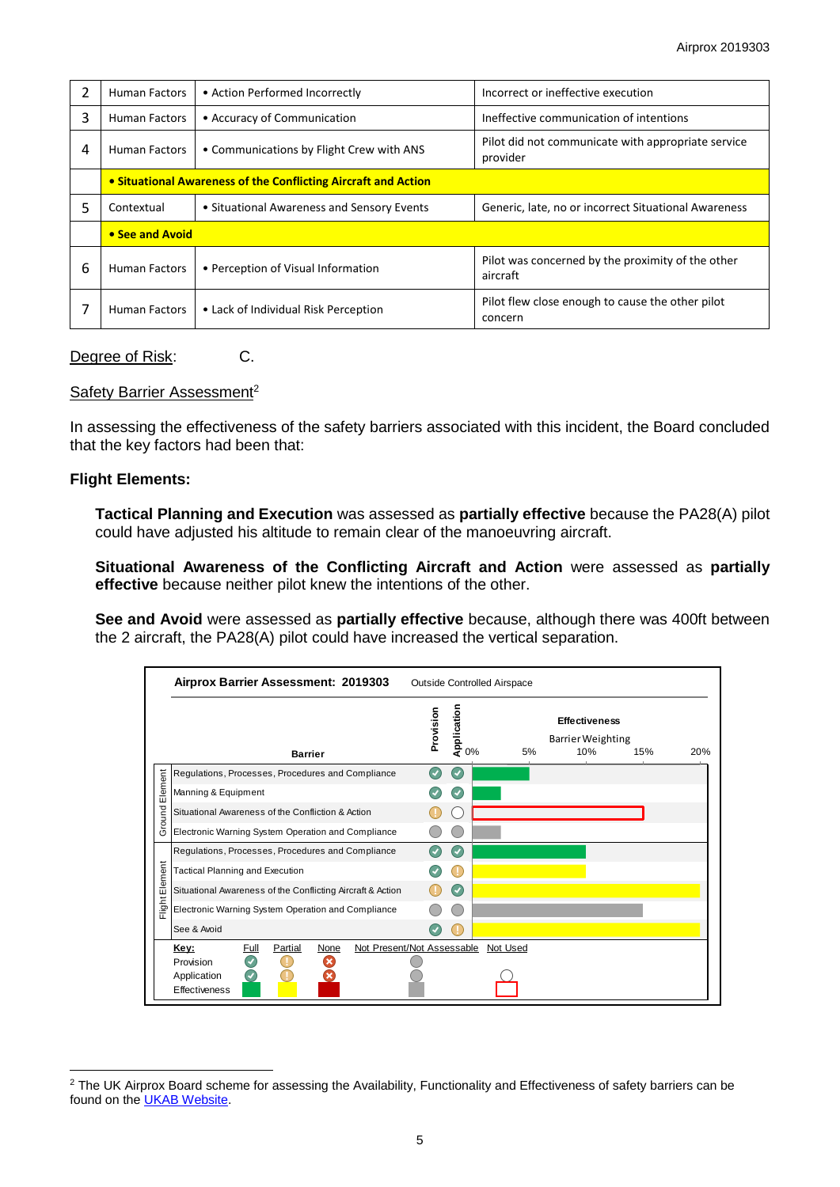| | | | |
|---|---|---|---|
| 2 | Human Factors | • Action Performed Incorrectly | Incorrect or ineffective execution |
| 3 | Human Factors | • Accuracy of Communication | Ineffective communication of intentions |
| 4 | Human Factors | • Communications by Flight Crew with ANS | Pilot did not communicate with appropriate service provider |
| | **• Situational Awareness of the Conflicting Aircraft and Action** | | |
| 5 | Contextual | • Situational Awareness and Sensory Events | Generic, late, no or incorrect Situational Awareness |
| | **• See and Avoid** | | |
| 6 | Human Factors | • Perception of Visual Information | Pilot was concerned by the proximity of the other aircraft |
| 7 | Human Factors | • Lack of Individual Risk Perception | Pilot flew close enough to cause the other pilot concern |

Degree of Risk: C.

Safety Barrier Assessment[2]

In assessing the effectiveness of the safety barriers associated with this incident, the Board concluded that the key factors had been that:

**Flight Elements:**

**Tactical Planning and Execution** was assessed as **partially effective** because the PA28(A) pilot could have adjusted his altitude to remain clear of the manoeuvring aircraft.

**Situational Awareness of the Conflicting Aircraft and Action** were assessed as **partially effective** because neither pilot knew the intentions of the other.

**See and Avoid** were assessed as **partially effective** because, although there was 400ft between the 2 aircraft, the PA28(A) pilot could have increased the vertical separation.

**Airprox Barrier Assessment: 2019303** Outside Controlled Airspace

Barrier | Provision | Application | Effectiveness | Barrier Weighting | 0% | 5% | 10% | 15% | 20%

Ground Element
Regulations, Processes, Procedures and Compliance
Manning & Equipment
Situational Awareness of the Confliction & Action
Electronic Warning System Operation and Compliance

Flight Element
Regulations, Processes, Procedures and Compliance
Tactical Planning and Execution
Situational Awareness of the Conflicting Aircraft & Action
Electronic Warning System Operation and Compliance
See & Avoid

Key: Full | Partial | None | Not Present/Not Assessable | Not Used
Provision
Application
Effectiveness

[2] The UK Airprox Board scheme for assessing the Availability, Functionality and Effectiveness of safety barriers can be found on the UKAB Website.